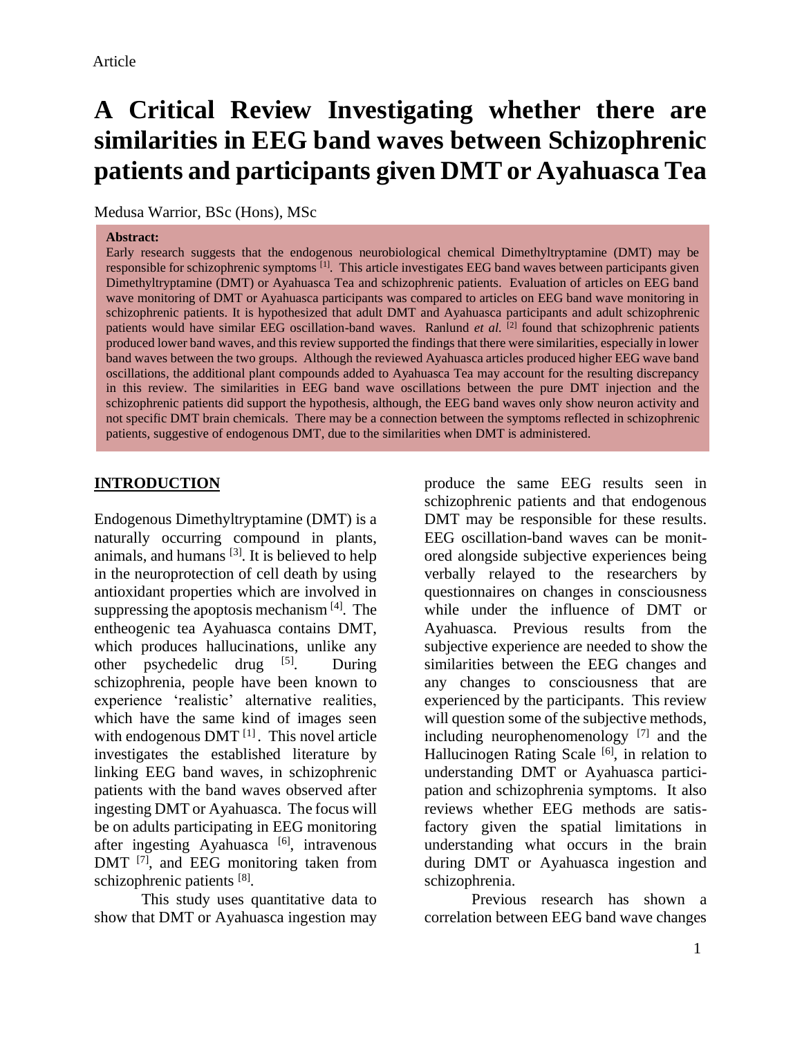Article

# A Critical Review Investigating whether there are similarities in EEG band waves between Schizophrenic patients and participants given DMT or Ayahuasca Tea

Medusa Warrior, BSc (Hons), MSc

**Abstract:**
Early research suggests that the endogenous neurobiological chemical Dimethyltryptamine (DMT) may be responsible for schizophrenic symptoms [1]. This article investigates EEG band waves between participants given Dimethyltryptamine (DMT) or Ayahuasca Tea and schizophrenic patients. Evaluation of articles on EEG band wave monitoring of DMT or Ayahuasca participants was compared to articles on EEG band wave monitoring in schizophrenic patients. It is hypothesized that adult DMT and Ayahuasca participants and adult schizophrenic patients would have similar EEG oscillation-band waves. Ranlund *et al.* [2] found that schizophrenic patients produced lower band waves, and this review supported the findings that there were similarities, especially in lower band waves between the two groups. Although the reviewed Ayahuasca articles produced higher EEG wave band oscillations, the additional plant compounds added to Ayahuasca Tea may account for the resulting discrepancy in this review. The similarities in EEG band wave oscillations between the pure DMT injection and the schizophrenic patients did support the hypothesis, although, the EEG band waves only show neuron activity and not specific DMT brain chemicals. There may be a connection between the symptoms reflected in schizophrenic patients, suggestive of endogenous DMT, due to the similarities when DMT is administered.

## INTRODUCTION

Endogenous Dimethyltryptamine (DMT) is a naturally occurring compound in plants, animals, and humans [3]. It is believed to help in the neuroprotection of cell death by using antioxidant properties which are involved in suppressing the apoptosis mechanism [4]. The entheogenic tea Ayahuasca contains DMT, which produces hallucinations, unlike any other psychedelic drug [5]. During schizophrenia, people have been known to experience 'realistic' alternative realities, which have the same kind of images seen with endogenous DMT [1]. This novel article investigates the established literature by linking EEG band waves, in schizophrenic patients with the band waves observed after ingesting DMT or Ayahuasca. The focus will be on adults participating in EEG monitoring after ingesting Ayahuasca [6], intravenous DMT [7], and EEG monitoring taken from schizophrenic patients [8].

This study uses quantitative data to show that DMT or Ayahuasca ingestion may produce the same EEG results seen in schizophrenic patients and that endogenous DMT may be responsible for these results. EEG oscillation-band waves can be monitored alongside subjective experiences being verbally relayed to the researchers by questionnaires on changes in consciousness while under the influence of DMT or Ayahuasca. Previous results from the subjective experience are needed to show the similarities between the EEG changes and any changes to consciousness that are experienced by the participants. This review will question some of the subjective methods, including neurophenomenology [7] and the Hallucinogen Rating Scale [6], in relation to understanding DMT or Ayahuasca participation and schizophrenia symptoms. It also reviews whether EEG methods are satisfactory given the spatial limitations in understanding what occurs in the brain during DMT or Ayahuasca ingestion and schizophrenia.

Previous research has shown a correlation between EEG band wave changes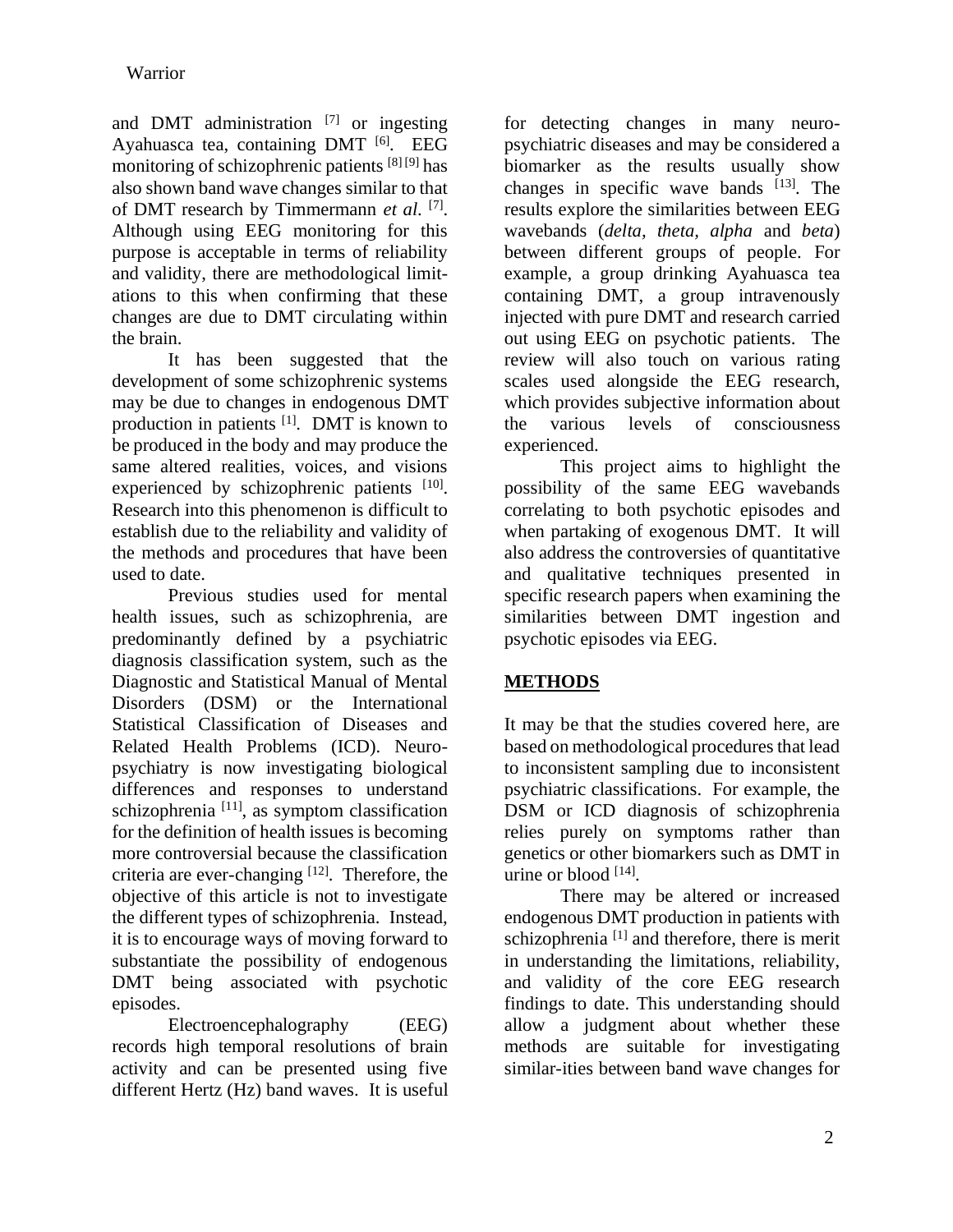and DMT administration [7] or ingesting Ayahuasca tea, containing DMT [6]. EEG monitoring of schizophrenic patients [8][9] has also shown band wave changes similar to that of DMT research by Timmermann *et al.* [7]. Although using EEG monitoring for this purpose is acceptable in terms of reliability and validity, there are methodological limitations to this when confirming that these changes are due to DMT circulating within the brain.

It has been suggested that the development of some schizophrenic systems may be due to changes in endogenous DMT production in patients [1]. DMT is known to be produced in the body and may produce the same altered realities, voices, and visions experienced by schizophrenic patients [10]. Research into this phenomenon is difficult to establish due to the reliability and validity of the methods and procedures that have been used to date.

Previous studies used for mental health issues, such as schizophrenia, are predominantly defined by a psychiatric diagnosis classification system, such as the Diagnostic and Statistical Manual of Mental Disorders (DSM) or the International Statistical Classification of Diseases and Related Health Problems (ICD). Neuropsychiatry is now investigating biological differences and responses to understand schizophrenia [11], as symptom classification for the definition of health issues is becoming more controversial because the classification criteria are ever-changing [12]. Therefore, the objective of this article is not to investigate the different types of schizophrenia. Instead, it is to encourage ways of moving forward to substantiate the possibility of endogenous DMT being associated with psychotic episodes.

Electroencephalography (EEG) records high temporal resolutions of brain activity and can be presented using five different Hertz (Hz) band waves. It is useful for detecting changes in many neuropsychiatric diseases and may be considered a biomarker as the results usually show changes in specific wave bands [13]. The results explore the similarities between EEG wavebands (*delta, theta, alpha* and *beta*) between different groups of people. For example, a group drinking Ayahuasca tea containing DMT, a group intravenously injected with pure DMT and research carried out using EEG on psychotic patients. The review will also touch on various rating scales used alongside the EEG research, which provides subjective information about the various levels of consciousness experienced.

This project aims to highlight the possibility of the same EEG wavebands correlating to both psychotic episodes and when partaking of exogenous DMT. It will also address the controversies of quantitative and qualitative techniques presented in specific research papers when examining the similarities between DMT ingestion and psychotic episodes via EEG.

## METHODS

It may be that the studies covered here, are based on methodological procedures that lead to inconsistent sampling due to inconsistent psychiatric classifications. For example, the DSM or ICD diagnosis of schizophrenia relies purely on symptoms rather than genetics or other biomarkers such as DMT in urine or blood [14].

There may be altered or increased endogenous DMT production in patients with schizophrenia [1] and therefore, there is merit in understanding the limitations, reliability, and validity of the core EEG research findings to date. This understanding should allow a judgment about whether these methods are suitable for investigating similar-ities between band wave changes for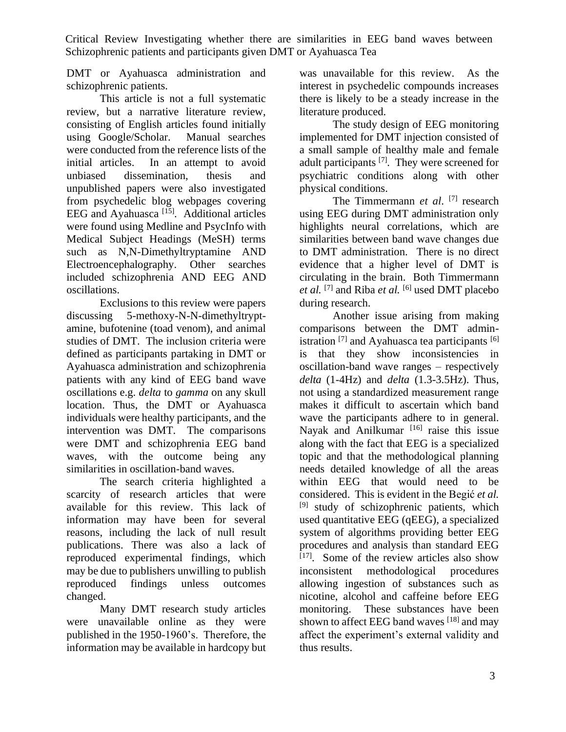DMT or Ayahuasca administration and schizophrenic patients.

This article is not a full systematic review, but a narrative literature review, consisting of English articles found initially using Google/Scholar. Manual searches were conducted from the reference lists of the initial articles. In an attempt to avoid unbiased dissemination, thesis and unpublished papers were also investigated from psychedelic blog webpages covering EEG and Ayahuasca [15]. Additional articles were found using Medline and PsycInfo with Medical Subject Headings (MeSH) terms such as N,N-Dimethyltryptamine AND Electroencephalography. Other searches included schizophrenia AND EEG AND oscillations.

Exclusions to this review were papers discussing 5-methoxy-N-N-dimethyltryptamine, bufotenine (toad venom), and animal studies of DMT. The inclusion criteria were defined as participants partaking in DMT or Ayahuasca administration and schizophrenia patients with any kind of EEG band wave oscillations e.g. *delta* to *gamma* on any skull location. Thus, the DMT or Ayahuasca individuals were healthy participants, and the intervention was DMT. The comparisons were DMT and schizophrenia EEG band waves, with the outcome being any similarities in oscillation-band waves.

The search criteria highlighted a scarcity of research articles that were available for this review. This lack of information may have been for several reasons, including the lack of null result publications. There was also a lack of reproduced experimental findings, which may be due to publishers unwilling to publish reproduced findings unless outcomes changed.

Many DMT research study articles were unavailable online as they were published in the 1950-1960's. Therefore, the information may be available in hardcopy but was unavailable for this review. As the interest in psychedelic compounds increases there is likely to be a steady increase in the literature produced.

The study design of EEG monitoring implemented for DMT injection consisted of a small sample of healthy male and female adult participants [7]. They were screened for psychiatric conditions along with other physical conditions.

The Timmermann *et al.* [7] research using EEG during DMT administration only highlights neural correlations, which are similarities between band wave changes due to DMT administration. There is no direct evidence that a higher level of DMT is circulating in the brain. Both Timmermann *et al.* [7] and Riba *et al.* [6] used DMT placebo during research.

Another issue arising from making comparisons between the DMT administration [7] and Ayahuasca tea participants [6] is that they show inconsistencies in oscillation-band wave ranges – respectively *delta* (1-4Hz) and *delta* (1.3-3.5Hz). Thus, not using a standardized measurement range makes it difficult to ascertain which band wave the participants adhere to in general. Nayak and Anilkumar [16] raise this issue along with the fact that EEG is a specialized topic and that the methodological planning needs detailed knowledge of all the areas within EEG that would need to be considered. This is evident in the Begić *et al.* [9] study of schizophrenic patients, which used quantitative EEG (qEEG), a specialized system of algorithms providing better EEG procedures and analysis than standard EEG [17]. Some of the review articles also show inconsistent methodological procedures allowing ingestion of substances such as nicotine, alcohol and caffeine before EEG monitoring. These substances have been shown to affect EEG band waves [18] and may affect the experiment's external validity and thus results.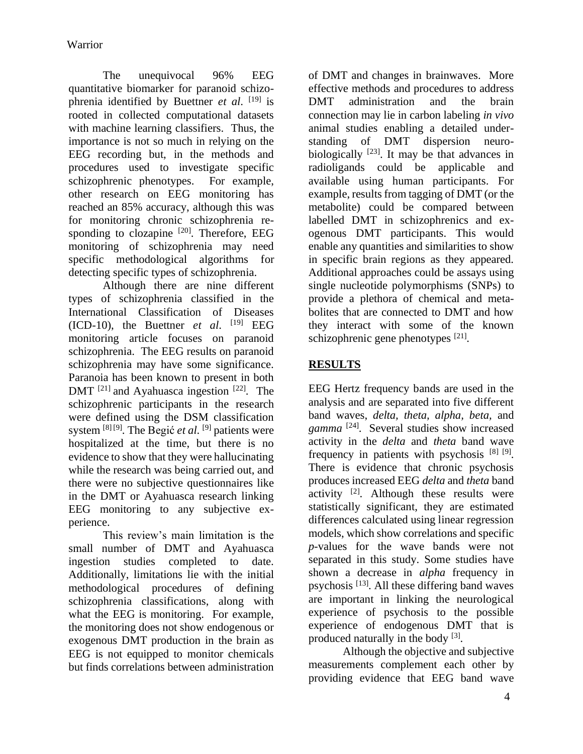The unequivocal 96% EEG quantitative biomarker for paranoid schizophrenia identified by Buettner *et al.* [19] is rooted in collected computational datasets with machine learning classifiers. Thus, the importance is not so much in relying on the EEG recording but, in the methods and procedures used to investigate specific schizophrenic phenotypes. For example, other research on EEG monitoring has reached an 85% accuracy, although this was for monitoring chronic schizophrenia responding to clozapine [20]. Therefore, EEG monitoring of schizophrenia may need specific methodological algorithms for detecting specific types of schizophrenia.

Although there are nine different types of schizophrenia classified in the International Classification of Diseases (ICD-10), the Buettner *et al.* [19] EEG monitoring article focuses on paranoid schizophrenia. The EEG results on paranoid schizophrenia may have some significance. Paranoia has been known to present in both DMT [21] and Ayahuasca ingestion [22]. The schizophrenic participants in the research were defined using the DSM classification system [8] [9]. The Begić *et al.* [9] patients were hospitalized at the time, but there is no evidence to show that they were hallucinating while the research was being carried out, and there were no subjective questionnaires like in the DMT or Ayahuasca research linking EEG monitoring to any subjective experience.

This review's main limitation is the small number of DMT and Ayahuasca ingestion studies completed to date. Additionally, limitations lie with the initial methodological procedures of defining schizophrenia classifications, along with what the EEG is monitoring. For example, the monitoring does not show endogenous or exogenous DMT production in the brain as EEG is not equipped to monitor chemicals but finds correlations between administration of DMT and changes in brainwaves. More effective methods and procedures to address DMT administration and the brain connection may lie in carbon labeling *in vivo* animal studies enabling a detailed understanding of DMT dispersion neurobiologically [23]. It may be that advances in radioligands could be applicable and available using human participants. For example, results from tagging of DMT (or the metabolite) could be compared between labelled DMT in schizophrenics and exogenous DMT participants. This would enable any quantities and similarities to show in specific brain regions as they appeared. Additional approaches could be assays using single nucleotide polymorphisms (SNPs) to provide a plethora of chemical and metabolites that are connected to DMT and how they interact with some of the known schizophrenic gene phenotypes [21].

## RESULTS

EEG Hertz frequency bands are used in the analysis and are separated into five different band waves, *delta*, *theta*, *alpha*, *beta*, and *gamma* [24]. Several studies show increased activity in the *delta* and *theta* band wave frequency in patients with psychosis [8] [9]. There is evidence that chronic psychosis produces increased EEG *delta* and *theta* band activity [2]. Although these results were statistically significant, they are estimated differences calculated using linear regression models, which show correlations and specific *p*-values for the wave bands were not separated in this study. Some studies have shown a decrease in *alpha* frequency in psychosis [13]. All these differing band waves are important in linking the neurological experience of psychosis to the possible experience of endogenous DMT that is produced naturally in the body [3].

Although the objective and subjective measurements complement each other by providing evidence that EEG band wave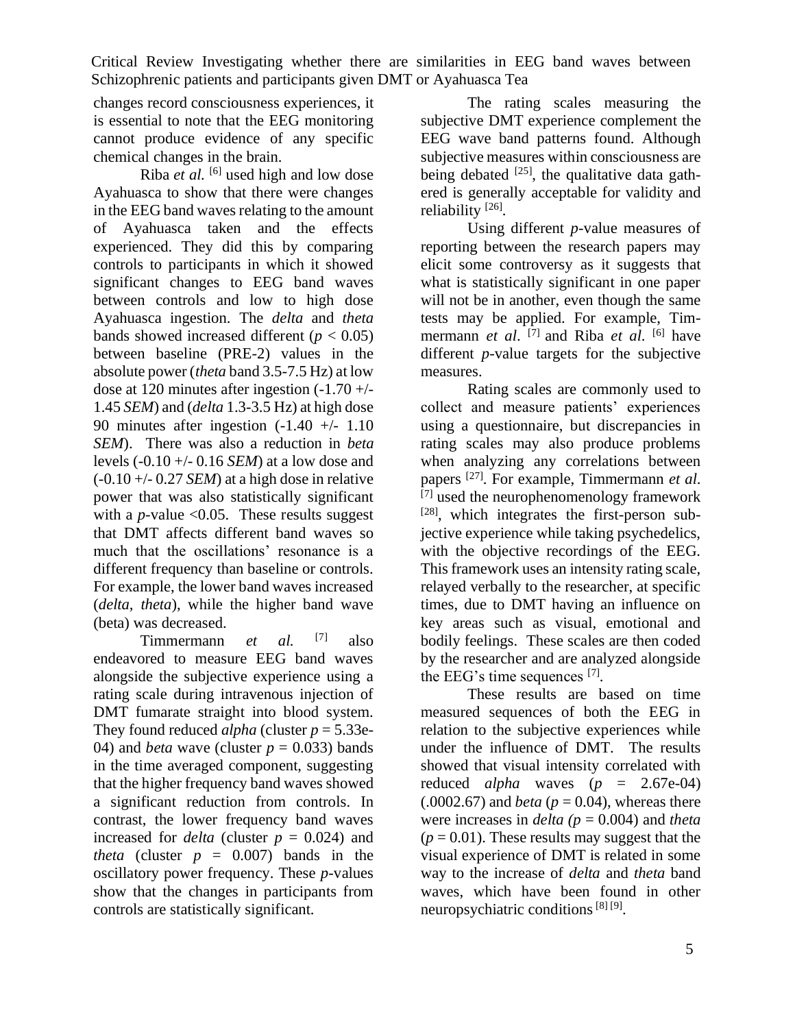changes record consciousness experiences, it is essential to note that the EEG monitoring cannot produce evidence of any specific chemical changes in the brain.

Riba *et al.* [6] used high and low dose Ayahuasca to show that there were changes in the EEG band waves relating to the amount of Ayahuasca taken and the effects experienced. They did this by comparing controls to participants in which it showed significant changes to EEG band waves between controls and low to high dose Ayahuasca ingestion. The *delta* and *theta* bands showed increased different ($p < 0.05$) between baseline (PRE-2) values in the absolute power (*theta* band 3.5-7.5 Hz) at low dose at 120 minutes after ingestion (-1.70 +/- 1.45 *SEM*) and (*delta* 1.3-3.5 Hz) at high dose 90 minutes after ingestion (-1.40 +/- 1.10 *SEM*). There was also a reduction in *beta* levels (-0.10 +/- 0.16 *SEM*) at a low dose and (-0.10 +/- 0.27 *SEM*) at a high dose in relative power that was also statistically significant with a *p*-value <0.05. These results suggest that DMT affects different band waves so much that the oscillations' resonance is a different frequency than baseline or controls. For example, the lower band waves increased (*delta, theta*), while the higher band wave (beta) was decreased.

Timmermann *et al.* [7] also endeavored to measure EEG band waves alongside the subjective experience using a rating scale during intravenous injection of DMT fumarate straight into blood system. They found reduced *alpha* (cluster $p = 5.33\text{e-}04$) and *beta* wave (cluster $p = 0.033$) bands in the time averaged component, suggesting that the higher frequency band waves showed a significant reduction from controls. In contrast, the lower frequency band waves increased for *delta* (cluster $p = 0.024$) and *theta* (cluster $p = 0.007$) bands in the oscillatory power frequency. These *p*-values show that the changes in participants from controls are statistically significant.

The rating scales measuring the subjective DMT experience complement the EEG wave band patterns found. Although subjective measures within consciousness are being debated [25], the qualitative data gathered is generally acceptable for validity and reliability [26].

Using different *p*-value measures of reporting between the research papers may elicit some controversy as it suggests that what is statistically significant in one paper will not be in another, even though the same tests may be applied. For example, Timmermann *et al.* [7] and Riba *et al.* [6] have different *p*-value targets for the subjective measures.

Rating scales are commonly used to collect and measure patients' experiences using a questionnaire, but discrepancies in rating scales may also produce problems when analyzing any correlations between papers [27]. For example, Timmermann *et al.* [7] used the neurophenomenology framework [28], which integrates the first-person subjective experience while taking psychedelics, with the objective recordings of the EEG. This framework uses an intensity rating scale, relayed verbally to the researcher, at specific times, due to DMT having an influence on key areas such as visual, emotional and bodily feelings. These scales are then coded by the researcher and are analyzed alongside the EEG's time sequences [7].

These results are based on time measured sequences of both the EEG in relation to the subjective experiences while under the influence of DMT. The results showed that visual intensity correlated with reduced *alpha* waves ($p = 2.67\text{e-}04$) (.0002.67) and *beta* ($p = 0.04$), whereas there were increases in *delta* ($p = 0.004$) and *theta* ($p = 0.01$). These results may suggest that the visual experience of DMT is related in some way to the increase of *delta* and *theta* band waves, which have been found in other neuropsychiatric conditions [8] [9].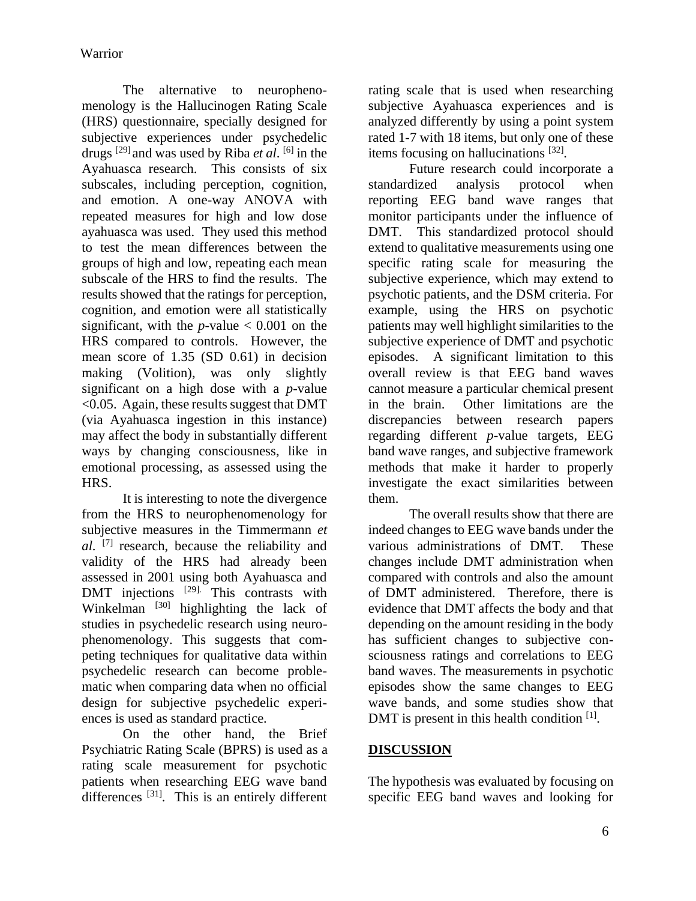The alternative to neurophenomenology is the Hallucinogen Rating Scale (HRS) questionnaire, specially designed for subjective experiences under psychedelic drugs [29] and was used by Riba *et al*. [6] in the Ayahuasca research. This consists of six subscales, including perception, cognition, and emotion. A one-way ANOVA with repeated measures for high and low dose ayahuasca was used. They used this method to test the mean differences between the groups of high and low, repeating each mean subscale of the HRS to find the results. The results showed that the ratings for perception, cognition, and emotion were all statistically significant, with the $p$-value $< 0.001$ on the HRS compared to controls. However, the mean score of 1.35 (SD 0.61) in decision making (Volition), was only slightly significant on a high dose with a $p$-value $<0.05$. Again, these results suggest that DMT (via Ayahuasca ingestion in this instance) may affect the body in substantially different ways by changing consciousness, like in emotional processing, as assessed using the HRS.

It is interesting to note the divergence from the HRS to neurophenomenology for subjective measures in the Timmermann *et al*. [7] research, because the reliability and validity of the HRS had already been assessed in 2001 using both Ayahuasca and DMT injections [29]. This contrasts with Winkelman [30] highlighting the lack of studies in psychedelic research using neurophenomenology. This suggests that competing techniques for qualitative data within psychedelic research can become problematic when comparing data when no official design for subjective psychedelic experiences is used as standard practice.

On the other hand, the Brief Psychiatric Rating Scale (BPRS) is used as a rating scale measurement for psychotic patients when researching EEG wave band differences [31]. This is an entirely different rating scale that is used when researching subjective Ayahuasca experiences and is analyzed differently by using a point system rated 1-7 with 18 items, but only one of these items focusing on hallucinations [32].

Future research could incorporate a standardized analysis protocol when reporting EEG band wave ranges that monitor participants under the influence of DMT. This standardized protocol should extend to qualitative measurements using one specific rating scale for measuring the subjective experience, which may extend to psychotic patients, and the DSM criteria. For example, using the HRS on psychotic patients may well highlight similarities to the subjective experience of DMT and psychotic episodes. A significant limitation to this overall review is that EEG band waves cannot measure a particular chemical present in the brain. Other limitations are the discrepancies between research papers regarding different $p$-value targets, EEG band wave ranges, and subjective framework methods that make it harder to properly investigate the exact similarities between them.

The overall results show that there are indeed changes to EEG wave bands under the various administrations of DMT. These changes include DMT administration when compared with controls and also the amount of DMT administered. Therefore, there is evidence that DMT affects the body and that depending on the amount residing in the body has sufficient changes to subjective consciousness ratings and correlations to EEG band waves. The measurements in psychotic episodes show the same changes to EEG wave bands, and some studies show that DMT is present in this health condition [1].

## DISCUSSION

The hypothesis was evaluated by focusing on specific EEG band waves and looking for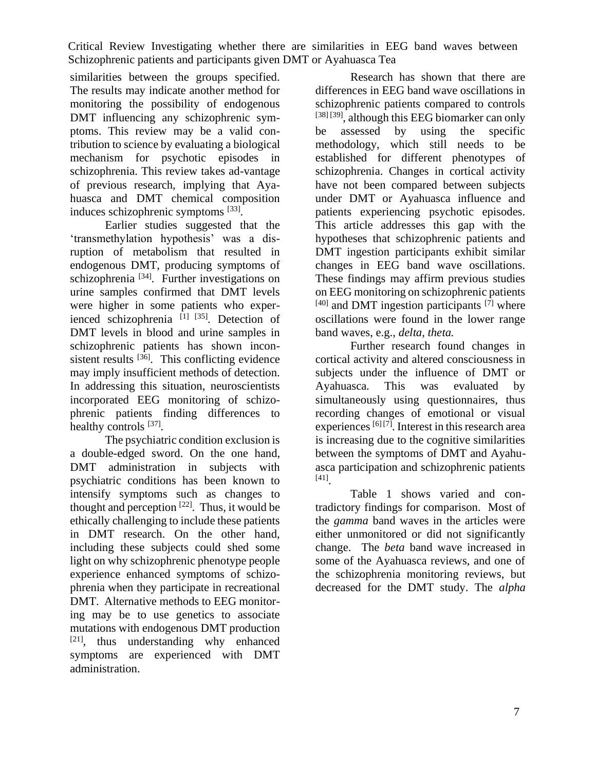similarities between the groups specified. The results may indicate another method for monitoring the possibility of endogenous DMT influencing any schizophrenic symptoms. This review may be a valid contribution to science by evaluating a biological mechanism for psychotic episodes in schizophrenia. This review takes ad-vantage of previous research, implying that Ayahuasca and DMT chemical composition induces schizophrenic symptoms [33].

Earlier studies suggested that the 'transmethylation hypothesis' was a disruption of metabolism that resulted in endogenous DMT, producing symptoms of schizophrenia [34]. Further investigations on urine samples confirmed that DMT levels were higher in some patients who experienced schizophrenia [1] [35]. Detection of DMT levels in blood and urine samples in schizophrenic patients has shown inconsistent results [36]. This conflicting evidence may imply insufficient methods of detection. In addressing this situation, neuroscientists incorporated EEG monitoring of schizophrenic patients finding differences to healthy controls [37].

The psychiatric condition exclusion is a double-edged sword. On the one hand, DMT administration in subjects with psychiatric conditions has been known to intensify symptoms such as changes to thought and perception [22]. Thus, it would be ethically challenging to include these patients in DMT research. On the other hand, including these subjects could shed some light on why schizophrenic phenotype people experience enhanced symptoms of schizophrenia when they participate in recreational DMT. Alternative methods to EEG monitoring may be to use genetics to associate mutations with endogenous DMT production [21], thus understanding why enhanced symptoms are experienced with DMT administration.

Research has shown that there are differences in EEG band wave oscillations in schizophrenic patients compared to controls [38] [39], although this EEG biomarker can only be assessed by using the specific methodology, which still needs to be established for different phenotypes of schizophrenia. Changes in cortical activity have not been compared between subjects under DMT or Ayahuasca influence and patients experiencing psychotic episodes. This article addresses this gap with the hypotheses that schizophrenic patients and DMT ingestion participants exhibit similar changes in EEG band wave oscillations. These findings may affirm previous studies on EEG monitoring on schizophrenic patients [40] and DMT ingestion participants [7] where oscillations were found in the lower range band waves, e.g., *delta, theta.*

Further research found changes in cortical activity and altered consciousness in subjects under the influence of DMT or Ayahuasca. This was evaluated by simultaneously using questionnaires, thus recording changes of emotional or visual experiences [6] [7]. Interest in this research area is increasing due to the cognitive similarities between the symptoms of DMT and Ayahuasca participation and schizophrenic patients [41].

Table 1 shows varied and contradictory findings for comparison. Most of the *gamma* band waves in the articles were either unmonitored or did not significantly change. The *beta* band wave increased in some of the Ayahuasca reviews, and one of the schizophrenia monitoring reviews, but decreased for the DMT study. The *alpha*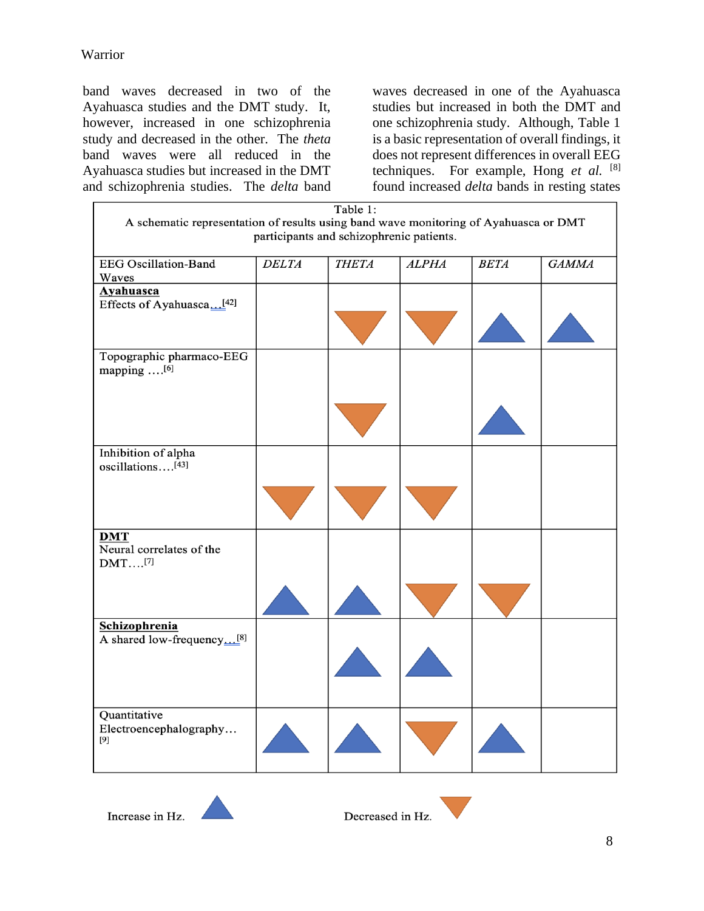band waves decreased in two of the Ayahuasca studies and the DMT study. It, however, increased in one schizophrenia study and decreased in the other. The *theta* band waves were all reduced in the Ayahuasca studies but increased in the DMT and schizophrenia studies. The *delta* band waves decreased in one of the Ayahuasca studies but increased in both the DMT and one schizophrenia study. Although, Table 1 is a basic representation of overall findings, it does not represent differences in overall EEG techniques. For example, Hong *et al.* [8] found increased *delta* bands in resting states

Table 1:
A schematic representation of results using band wave monitoring of Ayahuasca or DMT participants and schizophrenic patients.

| EEG Oscillation-Band Waves | *DELTA* | *THETA* | *ALPHA* | *BETA* | *GAMMA* |
|---|---|---|---|---|---|
| **Ayahuasca** Effects of Ayahuasca…[42] | | ▼ | ▼ | ▲ | ▲ |
| Topographic pharmaco-EEG mapping ….[6] | | ▼ | | ▲ | |
| Inhibition of alpha oscillations….[43] | ▼ | ▼ | ▼ | | |
| **DMT** Neural correlates of the DMT….[7] | ▲ | ▲ | ▼ | ▼ | |
| **Schizophrenia** A shared low-frequency…[8] | | ▲ | ▲ | | |
| Quantitative Electroencephalography… [9] | ▲ | ▲ | ▼ | ▲ | |

Increase in Hz. ▲ Decreased in Hz. ▼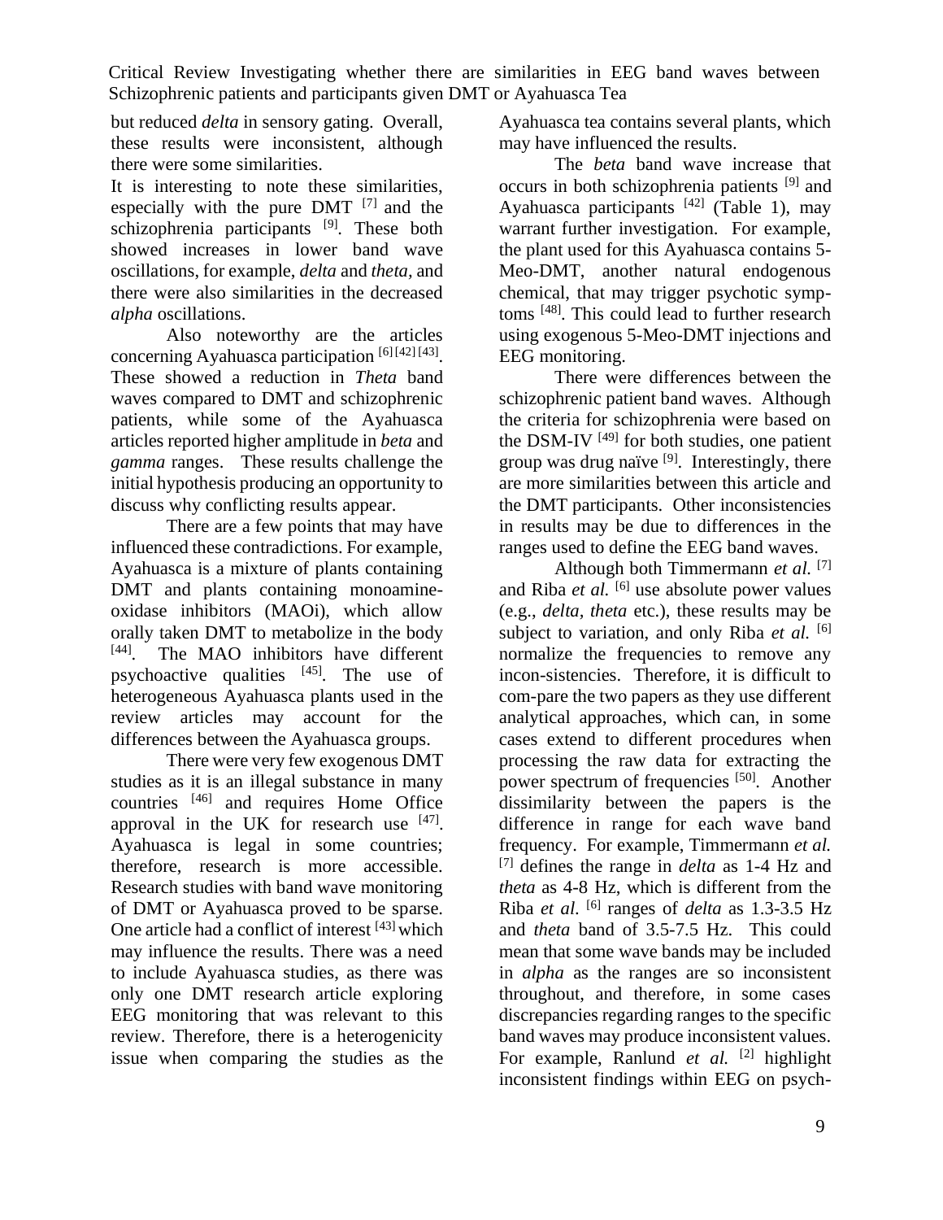but reduced *delta* in sensory gating. Overall, these results were inconsistent, although there were some similarities.

It is interesting to note these similarities, especially with the pure DMT [7] and the schizophrenia participants [9]. These both showed increases in lower band wave oscillations, for example, *delta* and *theta,* and there were also similarities in the decreased *alpha* oscillations.

Also noteworthy are the articles concerning Ayahuasca participation [6] [42] [43]. These showed a reduction in *Theta* band waves compared to DMT and schizophrenic patients, while some of the Ayahuasca articles reported higher amplitude in *beta* and *gamma* ranges. These results challenge the initial hypothesis producing an opportunity to discuss why conflicting results appear.

There are a few points that may have influenced these contradictions. For example, Ayahuasca is a mixture of plants containing DMT and plants containing monoamine-oxidase inhibitors (MAOi), which allow orally taken DMT to metabolize in the body [44]. The MAO inhibitors have different psychoactive qualities [45]. The use of heterogeneous Ayahuasca plants used in the review articles may account for the differences between the Ayahuasca groups.

There were very few exogenous DMT studies as it is an illegal substance in many countries [46] and requires Home Office approval in the UK for research use [47]. Ayahuasca is legal in some countries; therefore, research is more accessible. Research studies with band wave monitoring of DMT or Ayahuasca proved to be sparse. One article had a conflict of interest [43] which may influence the results. There was a need to include Ayahuasca studies, as there was only one DMT research article exploring EEG monitoring that was relevant to this review. Therefore, there is a heterogenicity issue when comparing the studies as the Ayahuasca tea contains several plants, which may have influenced the results.

The *beta* band wave increase that occurs in both schizophrenia patients [9] and Ayahuasca participants [42] (Table 1), may warrant further investigation. For example, the plant used for this Ayahuasca contains 5-Meo-DMT, another natural endogenous chemical, that may trigger psychotic symptoms [48]. This could lead to further research using exogenous 5-Meo-DMT injections and EEG monitoring.

There were differences between the schizophrenic patient band waves. Although the criteria for schizophrenia were based on the DSM-IV [49] for both studies, one patient group was drug naïve [9]. Interestingly, there are more similarities between this article and the DMT participants. Other inconsistencies in results may be due to differences in the ranges used to define the EEG band waves.

Although both Timmermann *et al.* [7] and Riba *et al.* [6] use absolute power values (e.g., *delta, theta* etc.), these results may be subject to variation, and only Riba *et al.* [6] normalize the frequencies to remove any incon-sistencies. Therefore, it is difficult to com-pare the two papers as they use different analytical approaches, which can, in some cases extend to different procedures when processing the raw data for extracting the power spectrum of frequencies [50]. Another dissimilarity between the papers is the difference in range for each wave band frequency. For example, Timmermann *et al.* [7] defines the range in *delta* as 1-4 Hz and *theta* as 4-8 Hz, which is different from the Riba *et al.* [6] ranges of *delta* as 1.3-3.5 Hz and *theta* band of 3.5-7.5 Hz. This could mean that some wave bands may be included in *alpha* as the ranges are so inconsistent throughout, and therefore, in some cases discrepancies regarding ranges to the specific band waves may produce inconsistent values. For example, Ranlund *et al.* [2] highlight inconsistent findings within EEG on psych-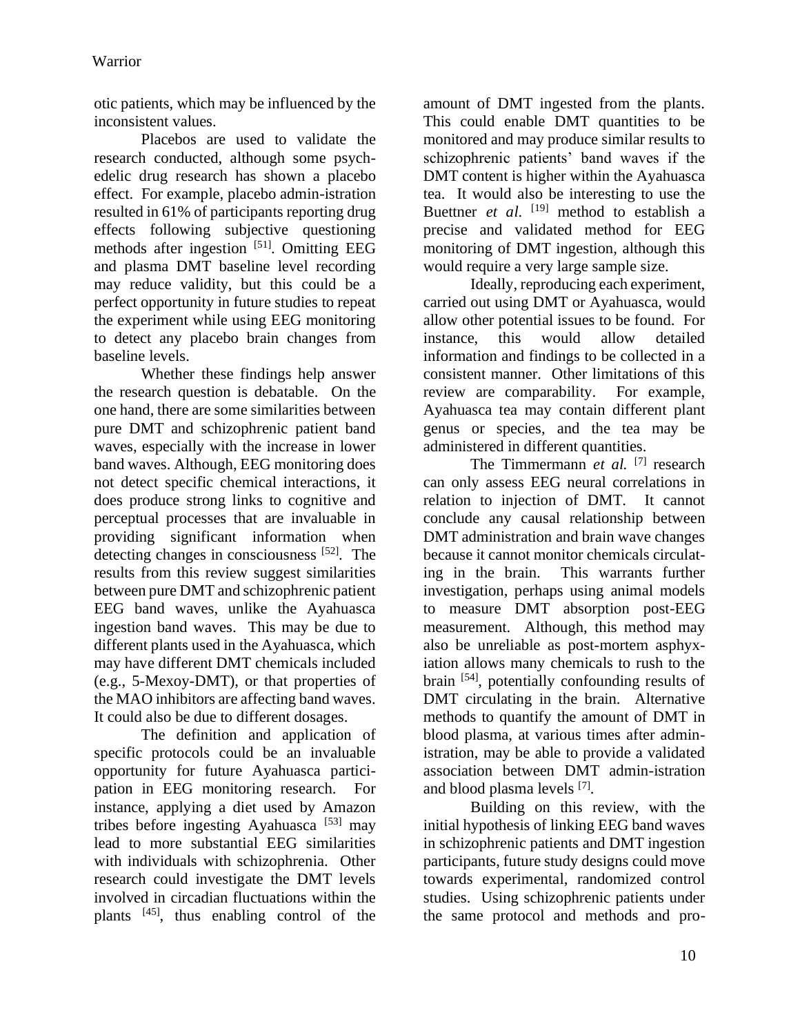otic patients, which may be influenced by the inconsistent values.

Placebos are used to validate the research conducted, although some psychedelic drug research has shown a placebo effect. For example, placebo admin-istration resulted in 61% of participants reporting drug effects following subjective questioning methods after ingestion [51]. Omitting EEG and plasma DMT baseline level recording may reduce validity, but this could be a perfect opportunity in future studies to repeat the experiment while using EEG monitoring to detect any placebo brain changes from baseline levels.

Whether these findings help answer the research question is debatable. On the one hand, there are some similarities between pure DMT and schizophrenic patient band waves, especially with the increase in lower band waves. Although, EEG monitoring does not detect specific chemical interactions, it does produce strong links to cognitive and perceptual processes that are invaluable in providing significant information when detecting changes in consciousness [52]. The results from this review suggest similarities between pure DMT and schizophrenic patient EEG band waves, unlike the Ayahuasca ingestion band waves. This may be due to different plants used in the Ayahuasca, which may have different DMT chemicals included (e.g., 5-Mexoy-DMT), or that properties of the MAO inhibitors are affecting band waves. It could also be due to different dosages.

The definition and application of specific protocols could be an invaluable opportunity for future Ayahuasca participation in EEG monitoring research. For instance, applying a diet used by Amazon tribes before ingesting Ayahuasca [53] may lead to more substantial EEG similarities with individuals with schizophrenia. Other research could investigate the DMT levels involved in circadian fluctuations within the plants [45], thus enabling control of the amount of DMT ingested from the plants. This could enable DMT quantities to be monitored and may produce similar results to schizophrenic patients' band waves if the DMT content is higher within the Ayahuasca tea. It would also be interesting to use the Buettner *et al.* [19] method to establish a precise and validated method for EEG monitoring of DMT ingestion, although this would require a very large sample size.

Ideally, reproducing each experiment, carried out using DMT or Ayahuasca, would allow other potential issues to be found. For instance, this would allow detailed information and findings to be collected in a consistent manner. Other limitations of this review are comparability. For example, Ayahuasca tea may contain different plant genus or species, and the tea may be administered in different quantities.

The Timmermann *et al.* [7] research can only assess EEG neural correlations in relation to injection of DMT. It cannot conclude any causal relationship between DMT administration and brain wave changes because it cannot monitor chemicals circulating in the brain. This warrants further investigation, perhaps using animal models to measure DMT absorption post-EEG measurement. Although, this method may also be unreliable as post-mortem asphyxiation allows many chemicals to rush to the brain [54], potentially confounding results of DMT circulating in the brain. Alternative methods to quantify the amount of DMT in blood plasma, at various times after administration, may be able to provide a validated association between DMT admin-istration and blood plasma levels [7].

Building on this review, with the initial hypothesis of linking EEG band waves in schizophrenic patients and DMT ingestion participants, future study designs could move towards experimental, randomized control studies. Using schizophrenic patients under the same protocol and methods and pro-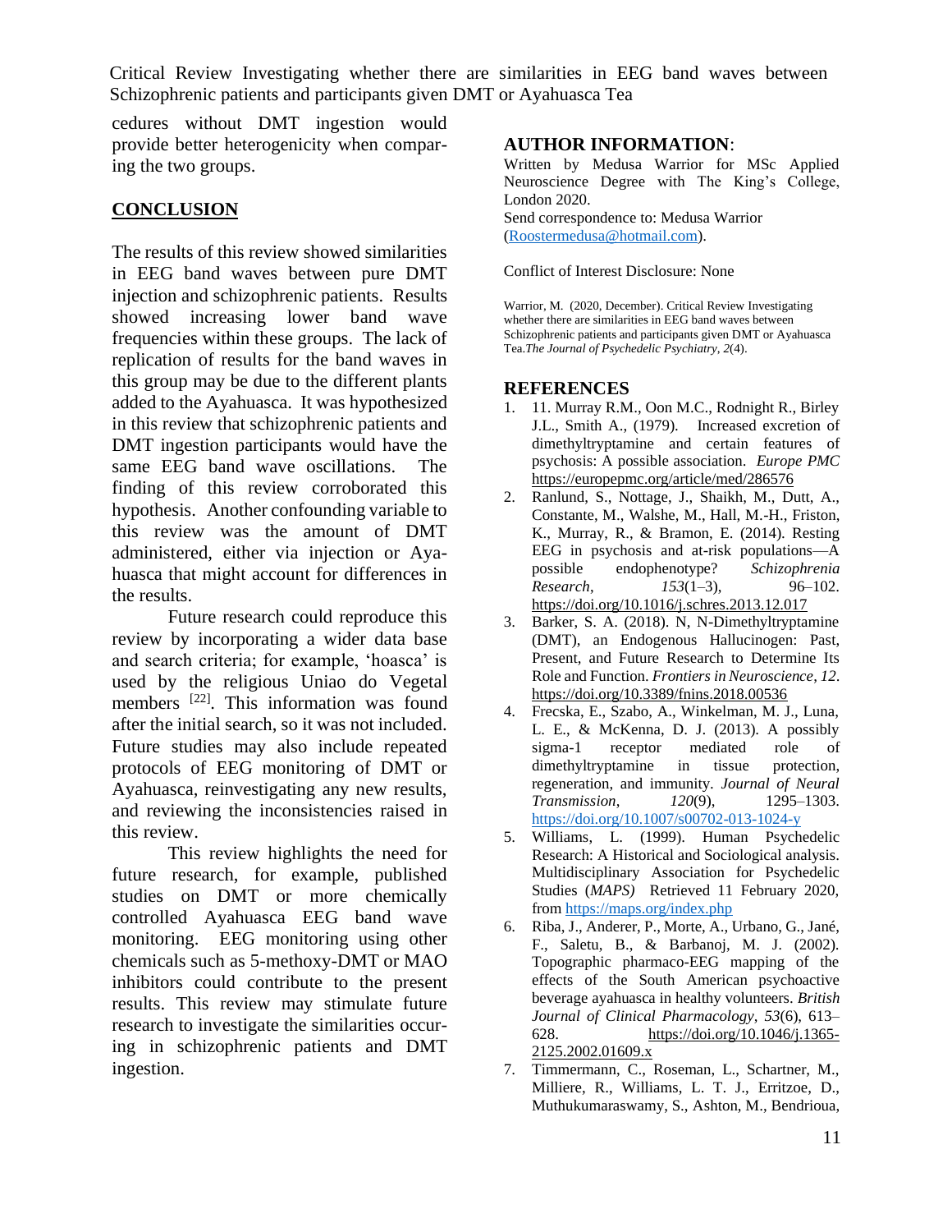cedures without DMT ingestion would provide better heterogenicity when comparing the two groups.

## CONCLUSION

The results of this review showed similarities in EEG band waves between pure DMT injection and schizophrenic patients. Results showed increasing lower band wave frequencies within these groups. The lack of replication of results for the band waves in this group may be due to the different plants added to the Ayahuasca. It was hypothesized in this review that schizophrenic patients and DMT ingestion participants would have the same EEG band wave oscillations. The finding of this review corroborated this hypothesis. Another confounding variable to this review was the amount of DMT administered, either via injection or Ayahuasca that might account for differences in the results.

Future research could reproduce this review by incorporating a wider data base and search criteria; for example, 'hoasca' is used by the religious Uniao do Vegetal members [22]. This information was found after the initial search, so it was not included. Future studies may also include repeated protocols of EEG monitoring of DMT or Ayahuasca, reinvestigating any new results, and reviewing the inconsistencies raised in this review.

This review highlights the need for future research, for example, published studies on DMT or more chemically controlled Ayahuasca EEG band wave monitoring. EEG monitoring using other chemicals such as 5-methoxy-DMT or MAO inhibitors could contribute to the present results. This review may stimulate future research to investigate the similarities occurring in schizophrenic patients and DMT ingestion.

## AUTHOR INFORMATION:

Written by Medusa Warrior for MSc Applied Neuroscience Degree with The King's College, London 2020.
Send correspondence to: Medusa Warrior (Roostermedusa@hotmail.com).

Conflict of Interest Disclosure: None

Warrior, M. (2020, December). Critical Review Investigating whether there are similarities in EEG band waves between Schizophrenic patients and participants given DMT or Ayahuasca Tea.*The Journal of Psychedelic Psychiatry, 2*(4).

## REFERENCES

1. 11. Murray R.M., Oon M.C., Rodnight R., Birley J.L., Smith A., (1979). Increased excretion of dimethyltryptamine and certain features of psychosis: A possible association. *Europe PMC* https://europepmc.org/article/med/286576
2. Ranlund, S., Nottage, J., Shaikh, M., Dutt, A., Constante, M., Walshe, M., Hall, M.-H., Friston, K., Murray, R., & Bramon, E. (2014). Resting EEG in psychosis and at-risk populations—A possible endophenotype? *Schizophrenia Research*, *153*(1–3), 96–102. https://doi.org/10.1016/j.schres.2013.12.017
3. Barker, S. A. (2018). N, N-Dimethyltryptamine (DMT), an Endogenous Hallucinogen: Past, Present, and Future Research to Determine Its Role and Function. *Frontiers in Neuroscience*, *12*. https://doi.org/10.3389/fnins.2018.00536
4. Frecska, E., Szabo, A., Winkelman, M. J., Luna, L. E., & McKenna, D. J. (2013). A possibly sigma-1 receptor mediated role of dimethyltryptamine in tissue protection, regeneration, and immunity. *Journal of Neural Transmission*, *120*(9), 1295–1303. https://doi.org/10.1007/s00702-013-1024-y
5. Williams, L. (1999). Human Psychedelic Research: A Historical and Sociological analysis. Multidisciplinary Association for Psychedelic Studies (*MAPS)* Retrieved 11 February 2020, from https://maps.org/index.php
6. Riba, J., Anderer, P., Morte, A., Urbano, G., Jané, F., Saletu, B., & Barbanoj, M. J. (2002). Topographic pharmaco-EEG mapping of the effects of the South American psychoactive beverage ayahuasca in healthy volunteers. *British Journal of Clinical Pharmacology*, *53*(6), 613–628. https://doi.org/10.1046/j.1365-2125.2002.01609.x
7. Timmermann, C., Roseman, L., Schartner, M., Milliere, R., Williams, L. T. J., Erritzoe, D., Muthukumaraswamy, S., Ashton, M., Bendrioua,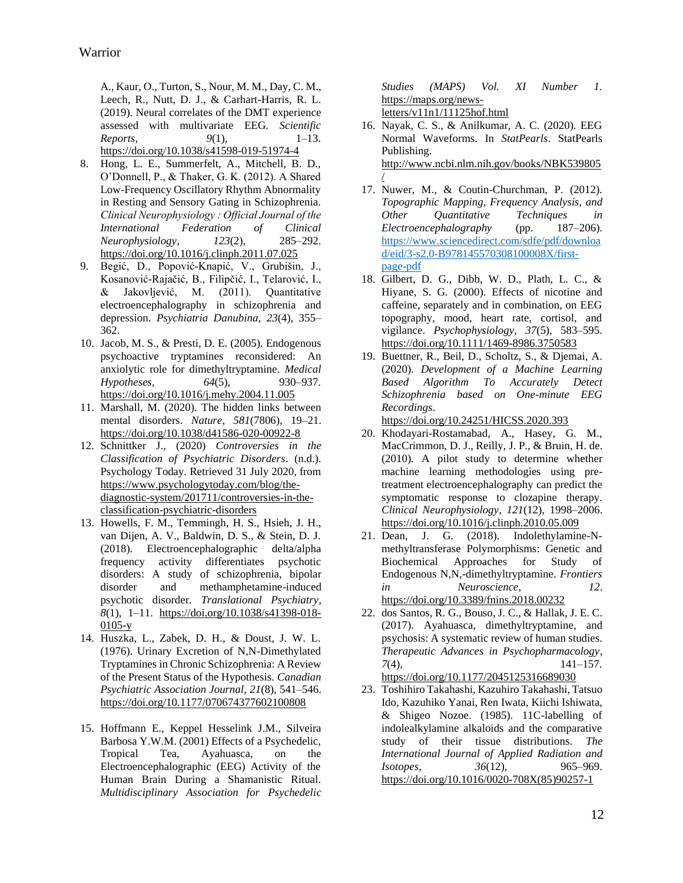A., Kaur, O., Turton, S., Nour, M. M., Day, C. M., Leech, R., Nutt, D. J., & Carhart-Harris, R. L. (2019). Neural correlates of the DMT experience assessed with multivariate EEG. *Scientific Reports*, *9*(1), 1–13. https://doi.org/10.1038/s41598-019-51974-4

8. Hong, L. E., Summerfelt, A., Mitchell, B. D., O'Donnell, P., & Thaker, G. K. (2012). A Shared Low-Frequency Oscillatory Rhythm Abnormality in Resting and Sensory Gating in Schizophrenia. *Clinical Neurophysiology : Official Journal of the International Federation of Clinical Neurophysiology*, *123*(2), 285–292. https://doi.org/10.1016/j.clinph.2011.07.025
9. Begić, D., Popović-Knapić, V., Grubišin, J., Kosanović-Rajačić, B., Filipčić, I., Telarović, I., & Jakovljević, M. (2011). Quantitative electroencephalography in schizophrenia and depression. *Psychiatria Danubina*, *23*(4), 355–362.
10. Jacob, M. S., & Presti, D. E. (2005). Endogenous psychoactive tryptamines reconsidered: An anxiolytic role for dimethyltryptamine. *Medical Hypotheses*, *64*(5), 930–937. https://doi.org/10.1016/j.mehy.2004.11.005
11. Marshall, M. (2020). The hidden links between mental disorders. *Nature*, *581*(7806), 19–21. https://doi.org/10.1038/d41586-020-00922-8
12. Schnittker J., (2020) *Controversies in the Classification of Psychiatric Disorders*. (n.d.). Psychology Today. Retrieved 31 July 2020, from https://www.psychologytoday.com/blog/the-diagnostic-system/201711/controversies-in-the-classification-psychiatric-disorders
13. Howells, F. M., Temmingh, H. S., Hsieh, J. H., van Dijen, A. V., Baldwin, D. S., & Stein, D. J. (2018). Electroencephalographic delta/alpha frequency activity differentiates psychotic disorders: A study of schizophrenia, bipolar disorder and methamphetamine-induced psychotic disorder. *Translational Psychiatry*, *8*(1), 1–11. https://doi.org/10.1038/s41398-018-0105-y
14. Huszka, L., Zabek, D. H., & Doust, J. W. L. (1976). Urinary Excretion of N,N-Dimethylated Tryptamines in Chronic Schizophrenia: A Review of the Present Status of the Hypothesis. *Canadian Psychiatric Association Journal*, *21*(8), 541–546. https://doi.org/10.1177/070674377602100808
15. Hoffmann E., Keppel Hesselink J.M., Silveira Barbosa Y.W.M. (2001) Effects of a Psychedelic, Tropical Tea, Ayahuasca, on the Electroencephalographic (EEG) Activity of the Human Brain During a Shamanistic Ritual. *Multidisciplinary Association for Psychedelic Studies (MAPS) Vol. XI Number 1*. https://maps.org/news-letters/v11n1/11125hof.html
16. Nayak, C. S., & Anilkumar, A. C. (2020). EEG Normal Waveforms. In *StatPearls*. StatPearls Publishing. http://www.ncbi.nlm.nih.gov/books/NBK539805/
17. Nuwer, M., & Coutin-Churchman, P. (2012). *Topographic Mapping, Frequency Analysis, and Other Quantitative Techniques in Electroencephalography* (pp. 187–206). https://www.sciencedirect.com/sdfe/pdf/download/eid/3-s2.0-B978145570308100008X/first-page-pdf
18. Gilbert, D. G., Dibb, W. D., Plath, L. C., & Hiyane, S. G. (2000). Effects of nicotine and caffeine, separately and in combination, on EEG topography, mood, heart rate, cortisol, and vigilance. *Psychophysiology*, *37*(5), 583–595. https://doi.org/10.1111/1469-8986.3750583
19. Buettner, R., Beil, D., Scholtz, S., & Djemai, A. (2020). *Development of a Machine Learning Based Algorithm To Accurately Detect Schizophrenia based on One-minute EEG Recordings*. https://doi.org/10.24251/HICSS.2020.393
20. Khodayari-Rostamabad, A., Hasey, G. M., MacCrimmon, D. J., Reilly, J. P., & Bruin, H. de. (2010). A pilot study to determine whether machine learning methodologies using pre-treatment electroencephalography can predict the symptomatic response to clozapine therapy. *Clinical Neurophysiology*, *121*(12), 1998–2006. https://doi.org/10.1016/j.clinph.2010.05.009
21. Dean, J. G. (2018). Indolethylamine-N-methyltransferase Polymorphisms: Genetic and Biochemical Approaches for Study of Endogenous N,N,-dimethyltryptamine. *Frontiers in Neuroscience*, *12*. https://doi.org/10.3389/fnins.2018.00232
22. dos Santos, R. G., Bouso, J. C., & Hallak, J. E. C. (2017). Ayahuasca, dimethyltryptamine, and psychosis: A systematic review of human studies. *Therapeutic Advances in Psychopharmacology*, *7*(4), 141–157. https://doi.org/10.1177/2045125316689030
23. Toshihiro Takahashi, Kazuhiro Takahashi, Tatsuo Ido, Kazuhiko Yanai, Ren Iwata, Kiichi Ishiwata, & Shigeo Nozoe. (1985). 11C-labelling of indolealkylamine alkaloids and the comparative study of their tissue distributions. *The International Journal of Applied Radiation and Isotopes*, *36*(12), 965–969. https://doi.org/10.1016/0020-708X(85)90257-1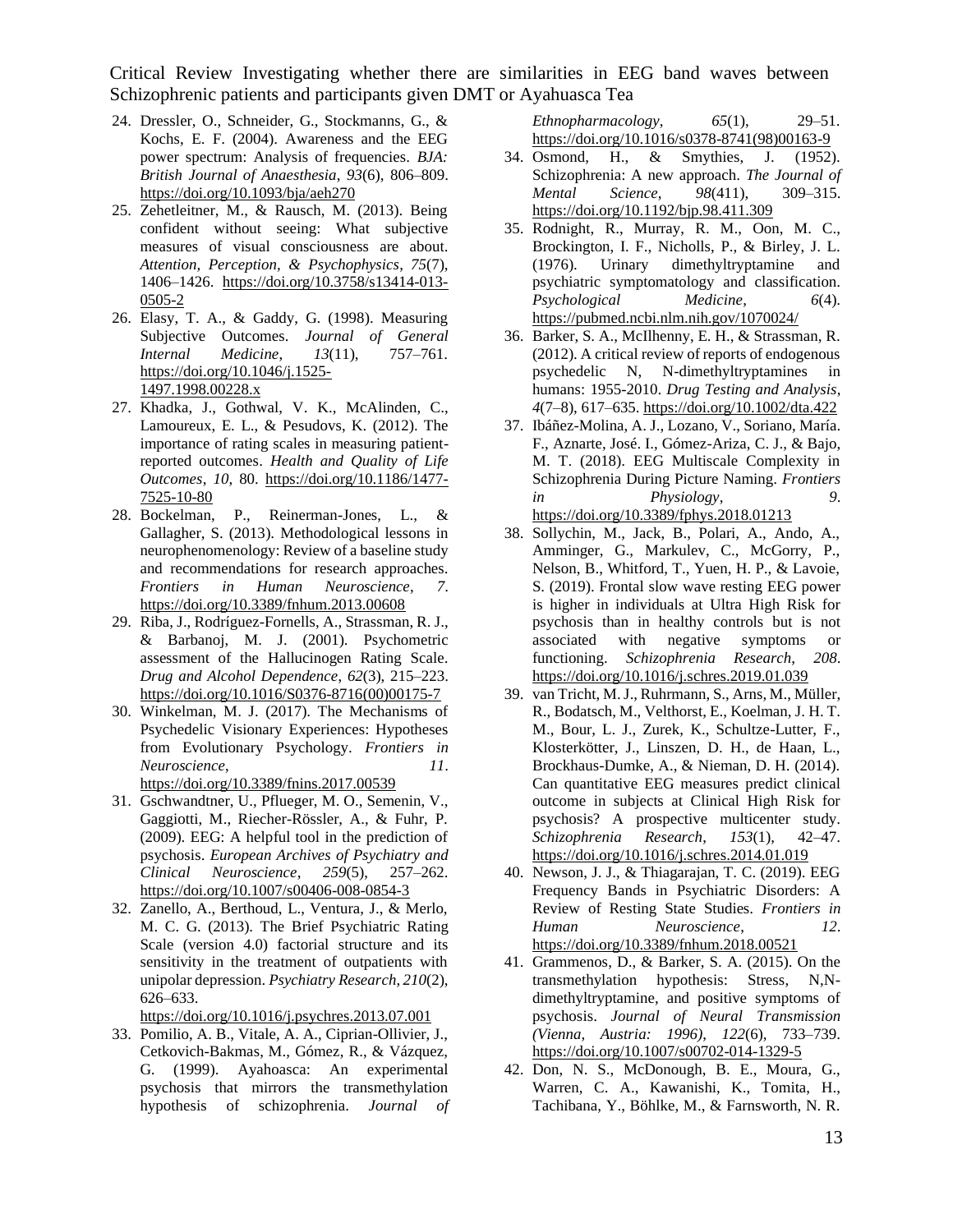24. Dressler, O., Schneider, G., Stockmanns, G., & Kochs, E. F. (2004). Awareness and the EEG power spectrum: Analysis of frequencies. *BJA: British Journal of Anaesthesia*, *93*(6), 806–809. https://doi.org/10.1093/bja/aeh270
25. Zehetleitner, M., & Rausch, M. (2013). Being confident without seeing: What subjective measures of visual consciousness are about. *Attention, Perception, & Psychophysics*, *75*(7), 1406–1426. https://doi.org/10.3758/s13414-013-0505-2
26. Elasy, T. A., & Gaddy, G. (1998). Measuring Subjective Outcomes. *Journal of General Internal Medicine*, *13*(11), 757–761. https://doi.org/10.1046/j.1525-1497.1998.00228.x
27. Khadka, J., Gothwal, V. K., McAlinden, C., Lamoureux, E. L., & Pesudovs, K. (2012). The importance of rating scales in measuring patient-reported outcomes. *Health and Quality of Life Outcomes*, *10*, 80. https://doi.org/10.1186/1477-7525-10-80
28. Bockelman, P., Reinerman-Jones, L., & Gallagher, S. (2013). Methodological lessons in neurophenomenology: Review of a baseline study and recommendations for research approaches. *Frontiers in Human Neuroscience*, *7*. https://doi.org/10.3389/fnhum.2013.00608
29. Riba, J., Rodríguez-Fornells, A., Strassman, R. J., & Barbanoj, M. J. (2001). Psychometric assessment of the Hallucinogen Rating Scale. *Drug and Alcohol Dependence*, *62*(3), 215–223. https://doi.org/10.1016/S0376-8716(00)00175-7
30. Winkelman, M. J. (2017). The Mechanisms of Psychedelic Visionary Experiences: Hypotheses from Evolutionary Psychology. *Frontiers in Neuroscience*, *11*. https://doi.org/10.3389/fnins.2017.00539
31. Gschwandtner, U., Pflueger, M. O., Semenin, V., Gaggiotti, M., Riecher-Rössler, A., & Fuhr, P. (2009). EEG: A helpful tool in the prediction of psychosis. *European Archives of Psychiatry and Clinical Neuroscience*, *259*(5), 257–262. https://doi.org/10.1007/s00406-008-0854-3
32. Zanello, A., Berthoud, L., Ventura, J., & Merlo, M. C. G. (2013). The Brief Psychiatric Rating Scale (version 4.0) factorial structure and its sensitivity in the treatment of outpatients with unipolar depression. *Psychiatry Research*, *210*(2), 626–633. https://doi.org/10.1016/j.psychres.2013.07.001
33. Pomilio, A. B., Vitale, A. A., Ciprian-Ollivier, J., Cetkovich-Bakmas, M., Gómez, R., & Vázquez, G. (1999). Ayahoasca: An experimental psychosis that mirrors the transmethylation hypothesis of schizophrenia. *Journal of Ethnopharmacology*, *65*(1), 29–51. https://doi.org/10.1016/s0378-8741(98)00163-9
34. Osmond, H., & Smythies, J. (1952). Schizophrenia: A new approach. *The Journal of Mental Science*, *98*(411), 309–315. https://doi.org/10.1192/bjp.98.411.309
35. Rodnight, R., Murray, R. M., Oon, M. C., Brockington, I. F., Nicholls, P., & Birley, J. L. (1976). Urinary dimethyltryptamine and psychiatric symptomatology and classification. *Psychological Medicine*, *6*(4). https://pubmed.ncbi.nlm.nih.gov/1070024/
36. Barker, S. A., McIlhenny, E. H., & Strassman, R. (2012). A critical review of reports of endogenous psychedelic N, N-dimethyltryptamines in humans: 1955-2010. *Drug Testing and Analysis*, *4*(7–8), 617–635. https://doi.org/10.1002/dta.422
37. Ibáñez-Molina, A. J., Lozano, V., Soriano, María. F., Aznarte, José. I., Gómez-Ariza, C. J., & Bajo, M. T. (2018). EEG Multiscale Complexity in Schizophrenia During Picture Naming. *Frontiers in Physiology*, *9*. https://doi.org/10.3389/fphys.2018.01213
38. Sollychin, M., Jack, B., Polari, A., Ando, A., Amminger, G., Markulev, C., McGorry, P., Nelson, B., Whitford, T., Yuen, H. P., & Lavoie, S. (2019). Frontal slow wave resting EEG power is higher in individuals at Ultra High Risk for psychosis than in healthy controls but is not associated with negative symptoms or functioning. *Schizophrenia Research*, *208*. https://doi.org/10.1016/j.schres.2019.01.039
39. van Tricht, M. J., Ruhrmann, S., Arns, M., Müller, R., Bodatsch, M., Velthorst, E., Koelman, J. H. T. M., Bour, L. J., Zurek, K., Schultze-Lutter, F., Klosterkötter, J., Linszen, D. H., de Haan, L., Brockhaus-Dumke, A., & Nieman, D. H. (2014). Can quantitative EEG measures predict clinical outcome in subjects at Clinical High Risk for psychosis? A prospective multicenter study. *Schizophrenia Research*, *153*(1), 42–47. https://doi.org/10.1016/j.schres.2014.01.019
40. Newson, J. J., & Thiagarajan, T. C. (2019). EEG Frequency Bands in Psychiatric Disorders: A Review of Resting State Studies. *Frontiers in Human Neuroscience*, *12*. https://doi.org/10.3389/fnhum.2018.00521
41. Grammenos, D., & Barker, S. A. (2015). On the transmethylation hypothesis: Stress, N,N-dimethyltryptamine, and positive symptoms of psychosis. *Journal of Neural Transmission (Vienna, Austria: 1996)*, *122*(6), 733–739. https://doi.org/10.1007/s00702-014-1329-5
42. Don, N. S., McDonough, B. E., Moura, G., Warren, C. A., Kawanishi, K., Tomita, H., Tachibana, Y., Böhlke, M., & Farnsworth, N. R.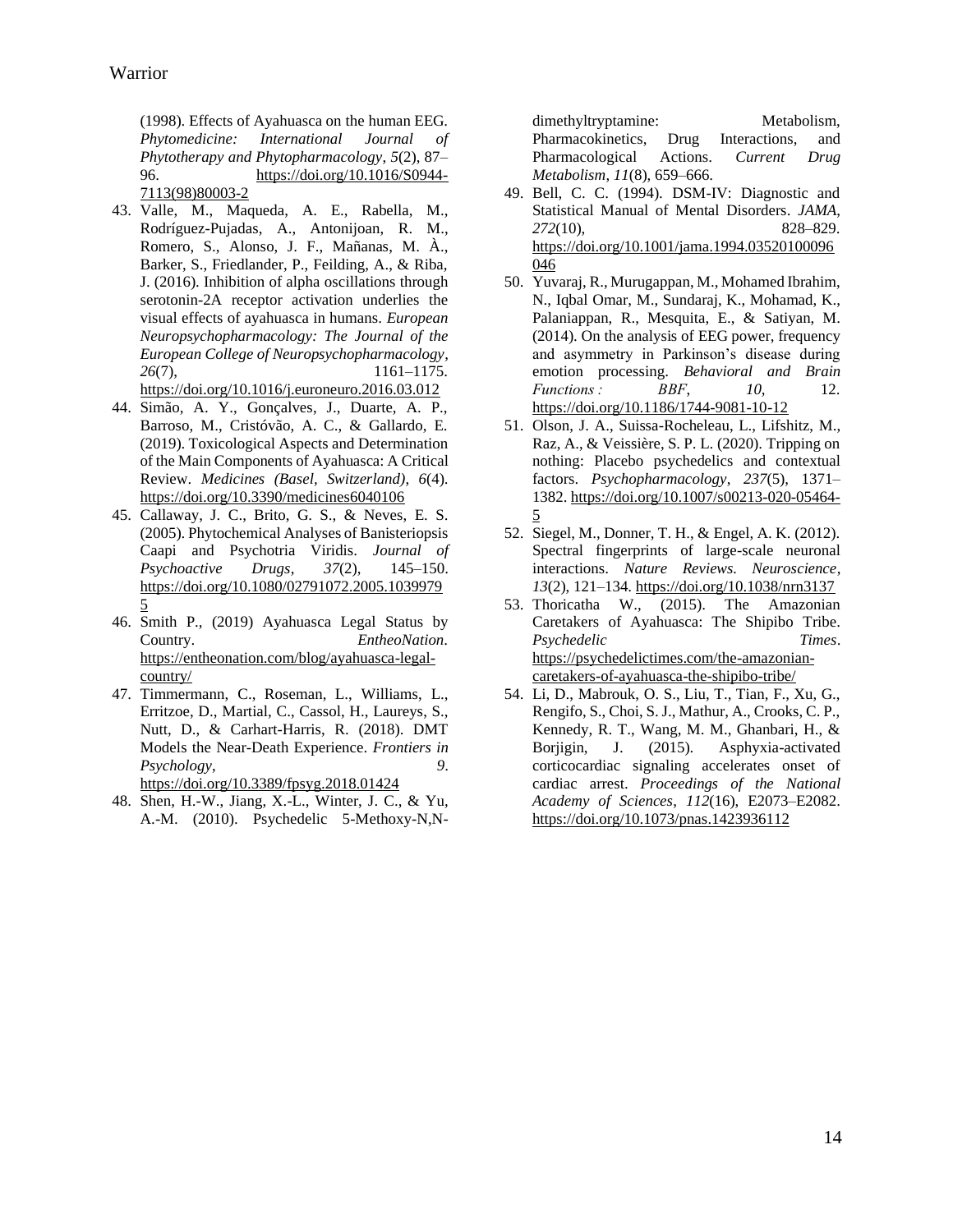(1998). Effects of Ayahuasca on the human EEG. *Phytomedicine: International Journal of Phytotherapy and Phytopharmacology*, *5*(2), 87–96. https://doi.org/10.1016/S0944-7113(98)80003-2

43. Valle, M., Maqueda, A. E., Rabella, M., Rodríguez-Pujadas, A., Antonijoan, R. M., Romero, S., Alonso, J. F., Mañanas, M. À., Barker, S., Friedlander, P., Feilding, A., & Riba, J. (2016). Inhibition of alpha oscillations through serotonin-2A receptor activation underlies the visual effects of ayahuasca in humans. *European Neuropsychopharmacology: The Journal of the European College of Neuropsychopharmacology*, *26*(7), 1161–1175. https://doi.org/10.1016/j.euroneuro.2016.03.012
44. Simão, A. Y., Gonçalves, J., Duarte, A. P., Barroso, M., Cristóvão, A. C., & Gallardo, E. (2019). Toxicological Aspects and Determination of the Main Components of Ayahuasca: A Critical Review. *Medicines (Basel, Switzerland)*, *6*(4). https://doi.org/10.3390/medicines6040106
45. Callaway, J. C., Brito, G. S., & Neves, E. S. (2005). Phytochemical Analyses of Banisteriopsis Caapi and Psychotria Viridis. *Journal of Psychoactive Drugs*, *37*(2), 145–150. https://doi.org/10.1080/02791072.2005.10399795
46. Smith P., (2019) Ayahuasca Legal Status by Country. *EntheoNation*. https://entheonation.com/blog/ayahuasca-legal-country/
47. Timmermann, C., Roseman, L., Williams, L., Erritzoe, D., Martial, C., Cassol, H., Laureys, S., Nutt, D., & Carhart-Harris, R. (2018). DMT Models the Near-Death Experience. *Frontiers in Psychology*, *9*. https://doi.org/10.3389/fpsyg.2018.01424
48. Shen, H.-W., Jiang, X.-L., Winter, J. C., & Yu, A.-M. (2010). Psychedelic 5-Methoxy-N,N-dimethyltryptamine: Metabolism, Pharmacokinetics, Drug Interactions, and Pharmacological Actions. *Current Drug Metabolism*, *11*(8), 659–666.
49. Bell, C. C. (1994). DSM-IV: Diagnostic and Statistical Manual of Mental Disorders. *JAMA*, *272*(10), 828–829. https://doi.org/10.1001/jama.1994.03520100096046
50. Yuvaraj, R., Murugappan, M., Mohamed Ibrahim, N., Iqbal Omar, M., Sundaraj, K., Mohamad, K., Palaniappan, R., Mesquita, E., & Satiyan, M. (2014). On the analysis of EEG power, frequency and asymmetry in Parkinson's disease during emotion processing. *Behavioral and Brain Functions : BBF*, *10*, 12. https://doi.org/10.1186/1744-9081-10-12
51. Olson, J. A., Suissa-Rocheleau, L., Lifshitz, M., Raz, A., & Veissière, S. P. L. (2020). Tripping on nothing: Placebo psychedelics and contextual factors. *Psychopharmacology*, *237*(5), 1371–1382. https://doi.org/10.1007/s00213-020-05464-5
52. Siegel, M., Donner, T. H., & Engel, A. K. (2012). Spectral fingerprints of large-scale neuronal interactions. *Nature Reviews. Neuroscience*, *13*(2), 121–134. https://doi.org/10.1038/nrn3137
53. Thoricatha W., (2015). The Amazonian Caretakers of Ayahuasca: The Shipibo Tribe. *Psychedelic Times*. https://psychedelictimes.com/the-amazonian-caretakers-of-ayahuasca-the-shipibo-tribe/
54. Li, D., Mabrouk, O. S., Liu, T., Tian, F., Xu, G., Rengifo, S., Choi, S. J., Mathur, A., Crooks, C. P., Kennedy, R. T., Wang, M. M., Ghanbari, H., & Borjigin, J. (2015). Asphyxia-activated corticocardiac signaling accelerates onset of cardiac arrest. *Proceedings of the National Academy of Sciences*, *112*(16), E2073–E2082. https://doi.org/10.1073/pnas.1423936112